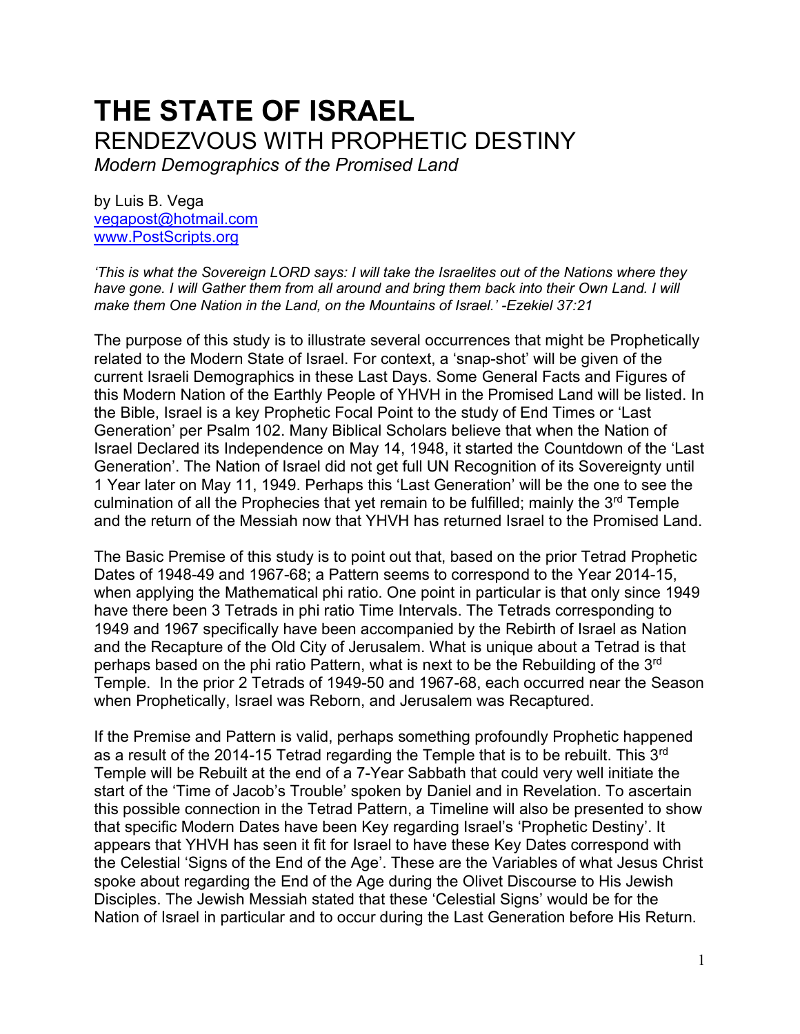# THE STATE OF ISRAEL

## RENDEZVOUS WITH PROPHETIC DESTINY

*Modern Demographics of the Promised Land*

by Luis B. Vega
vegapost@hotmail.com
www.PostScripts.org

*'This is what the Sovereign LORD says: I will take the Israelites out of the Nations where they have gone. I will Gather them from all around and bring them back into their Own Land. I will make them One Nation in the Land, on the Mountains of Israel.' -Ezekiel 37:21*

The purpose of this study is to illustrate several occurrences that might be Prophetically related to the Modern State of Israel. For context, a 'snap-shot' will be given of the current Israeli Demographics in these Last Days. Some General Facts and Figures of this Modern Nation of the Earthly People of YHVH in the Promised Land will be listed. In the Bible, Israel is a key Prophetic Focal Point to the study of End Times or 'Last Generation' per Psalm 102. Many Biblical Scholars believe that when the Nation of Israel Declared its Independence on May 14, 1948, it started the Countdown of the 'Last Generation'. The Nation of Israel did not get full UN Recognition of its Sovereignty until 1 Year later on May 11, 1949. Perhaps this 'Last Generation' will be the one to see the culmination of all the Prophecies that yet remain to be fulfilled; mainly the 3rd Temple and the return of the Messiah now that YHVH has returned Israel to the Promised Land.

The Basic Premise of this study is to point out that, based on the prior Tetrad Prophetic Dates of 1948-49 and 1967-68; a Pattern seems to correspond to the Year 2014-15, when applying the Mathematical phi ratio. One point in particular is that only since 1949 have there been 3 Tetrads in phi ratio Time Intervals. The Tetrads corresponding to 1949 and 1967 specifically have been accompanied by the Rebirth of Israel as Nation and the Recapture of the Old City of Jerusalem. What is unique about a Tetrad is that perhaps based on the phi ratio Pattern, what is next to be the Rebuilding of the 3rd Temple. In the prior 2 Tetrads of 1949-50 and 1967-68, each occurred near the Season when Prophetically, Israel was Reborn, and Jerusalem was Recaptured.

If the Premise and Pattern is valid, perhaps something profoundly Prophetic happened as a result of the 2014-15 Tetrad regarding the Temple that is to be rebuilt. This 3rd Temple will be Rebuilt at the end of a 7-Year Sabbath that could very well initiate the start of the 'Time of Jacob's Trouble' spoken by Daniel and in Revelation. To ascertain this possible connection in the Tetrad Pattern, a Timeline will also be presented to show that specific Modern Dates have been Key regarding Israel's 'Prophetic Destiny'. It appears that YHVH has seen it fit for Israel to have these Key Dates correspond with the Celestial 'Signs of the End of the Age'. These are the Variables of what Jesus Christ spoke about regarding the End of the Age during the Olivet Discourse to His Jewish Disciples. The Jewish Messiah stated that these 'Celestial Signs' would be for the Nation of Israel in particular and to occur during the Last Generation before His Return.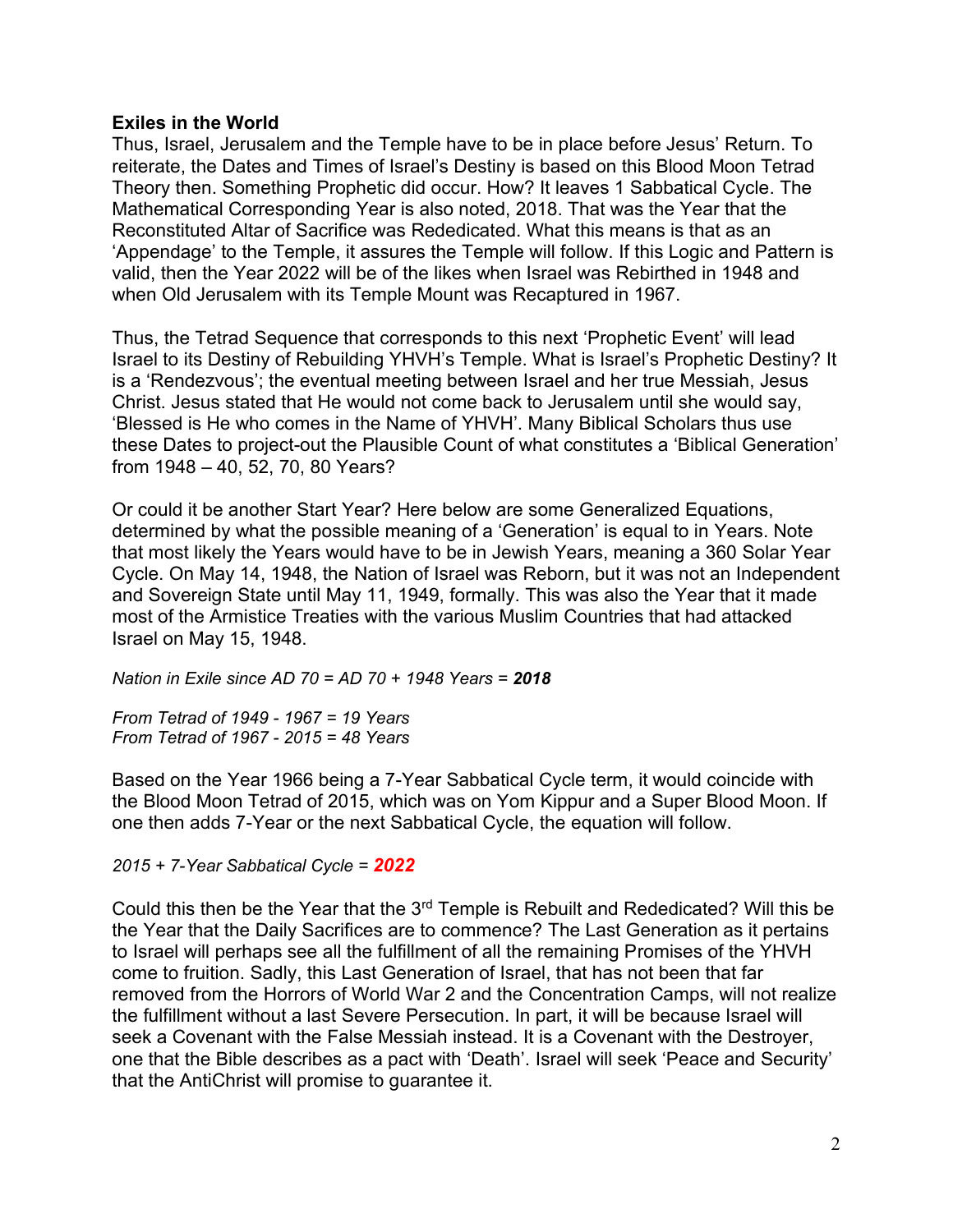**Exiles in the World**

Thus, Israel, Jerusalem and the Temple have to be in place before Jesus' Return. To reiterate, the Dates and Times of Israel's Destiny is based on this Blood Moon Tetrad Theory then. Something Prophetic did occur. How? It leaves 1 Sabbatical Cycle. The Mathematical Corresponding Year is also noted, 2018. That was the Year that the Reconstituted Altar of Sacrifice was Rededicated. What this means is that as an 'Appendage' to the Temple, it assures the Temple will follow. If this Logic and Pattern is valid, then the Year 2022 will be of the likes when Israel was Rebirthed in 1948 and when Old Jerusalem with its Temple Mount was Recaptured in 1967.

Thus, the Tetrad Sequence that corresponds to this next 'Prophetic Event' will lead Israel to its Destiny of Rebuilding YHVH's Temple. What is Israel's Prophetic Destiny? It is a 'Rendezvous'; the eventual meeting between Israel and her true Messiah, Jesus Christ. Jesus stated that He would not come back to Jerusalem until she would say, 'Blessed is He who comes in the Name of YHVH'. Many Biblical Scholars thus use these Dates to project-out the Plausible Count of what constitutes a 'Biblical Generation' from 1948 – 40, 52, 70, 80 Years?

Or could it be another Start Year? Here below are some Generalized Equations, determined by what the possible meaning of a 'Generation' is equal to in Years. Note that most likely the Years would have to be in Jewish Years, meaning a 360 Solar Year Cycle. On May 14, 1948, the Nation of Israel was Reborn, but it was not an Independent and Sovereign State until May 11, 1949, formally. This was also the Year that it made most of the Armistice Treaties with the various Muslim Countries that had attacked Israel on May 15, 1948.

*Nation in Exile since AD 70 = AD 70 + 1948 Years = **2018***

*From Tetrad of 1949 - 1967 = 19 Years*
*From Tetrad of 1967 - 2015 = 48 Years*

Based on the Year 1966 being a 7-Year Sabbatical Cycle term, it would coincide with the Blood Moon Tetrad of 2015, which was on Yom Kippur and a Super Blood Moon. If one then adds 7-Year or the next Sabbatical Cycle, the equation will follow.

*2015 + 7-Year Sabbatical Cycle = **2022***

Could this then be the Year that the 3rd Temple is Rebuilt and Rededicated? Will this be the Year that the Daily Sacrifices are to commence? The Last Generation as it pertains to Israel will perhaps see all the fulfillment of all the remaining Promises of the YHVH come to fruition. Sadly, this Last Generation of Israel, that has not been that far removed from the Horrors of World War 2 and the Concentration Camps, will not realize the fulfillment without a last Severe Persecution. In part, it will be because Israel will seek a Covenant with the False Messiah instead. It is a Covenant with the Destroyer, one that the Bible describes as a pact with 'Death'. Israel will seek 'Peace and Security' that the AntiChrist will promise to guarantee it.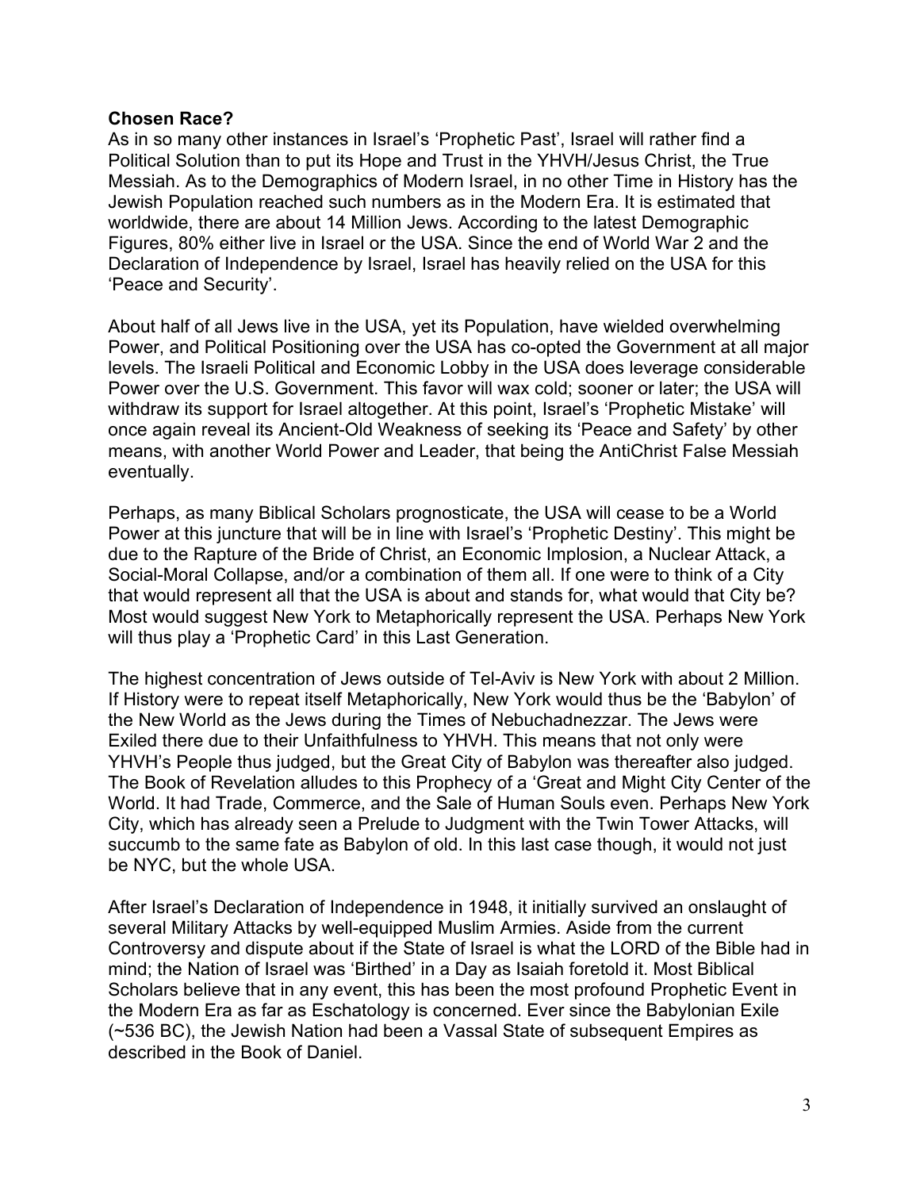**Chosen Race?**

As in so many other instances in Israel's 'Prophetic Past', Israel will rather find a Political Solution than to put its Hope and Trust in the YHVH/Jesus Christ, the True Messiah. As to the Demographics of Modern Israel, in no other Time in History has the Jewish Population reached such numbers as in the Modern Era. It is estimated that worldwide, there are about 14 Million Jews. According to the latest Demographic Figures, 80% either live in Israel or the USA. Since the end of World War 2 and the Declaration of Independence by Israel, Israel has heavily relied on the USA for this 'Peace and Security'.

About half of all Jews live in the USA, yet its Population, have wielded overwhelming Power, and Political Positioning over the USA has co-opted the Government at all major levels. The Israeli Political and Economic Lobby in the USA does leverage considerable Power over the U.S. Government. This favor will wax cold; sooner or later; the USA will withdraw its support for Israel altogether. At this point, Israel's 'Prophetic Mistake' will once again reveal its Ancient-Old Weakness of seeking its 'Peace and Safety' by other means, with another World Power and Leader, that being the AntiChrist False Messiah eventually.

Perhaps, as many Biblical Scholars prognosticate, the USA will cease to be a World Power at this juncture that will be in line with Israel's 'Prophetic Destiny'. This might be due to the Rapture of the Bride of Christ, an Economic Implosion, a Nuclear Attack, a Social-Moral Collapse, and/or a combination of them all. If one were to think of a City that would represent all that the USA is about and stands for, what would that City be? Most would suggest New York to Metaphorically represent the USA. Perhaps New York will thus play a 'Prophetic Card' in this Last Generation.

The highest concentration of Jews outside of Tel-Aviv is New York with about 2 Million. If History were to repeat itself Metaphorically, New York would thus be the 'Babylon' of the New World as the Jews during the Times of Nebuchadnezzar. The Jews were Exiled there due to their Unfaithfulness to YHVH. This means that not only were YHVH's People thus judged, but the Great City of Babylon was thereafter also judged. The Book of Revelation alludes to this Prophecy of a 'Great and Might City Center of the World. It had Trade, Commerce, and the Sale of Human Souls even. Perhaps New York City, which has already seen a Prelude to Judgment with the Twin Tower Attacks, will succumb to the same fate as Babylon of old. In this last case though, it would not just be NYC, but the whole USA.

After Israel's Declaration of Independence in 1948, it initially survived an onslaught of several Military Attacks by well-equipped Muslim Armies. Aside from the current Controversy and dispute about if the State of Israel is what the LORD of the Bible had in mind; the Nation of Israel was 'Birthed' in a Day as Isaiah foretold it. Most Biblical Scholars believe that in any event, this has been the most profound Prophetic Event in the Modern Era as far as Eschatology is concerned. Ever since the Babylonian Exile (~536 BC), the Jewish Nation had been a Vassal State of subsequent Empires as described in the Book of Daniel.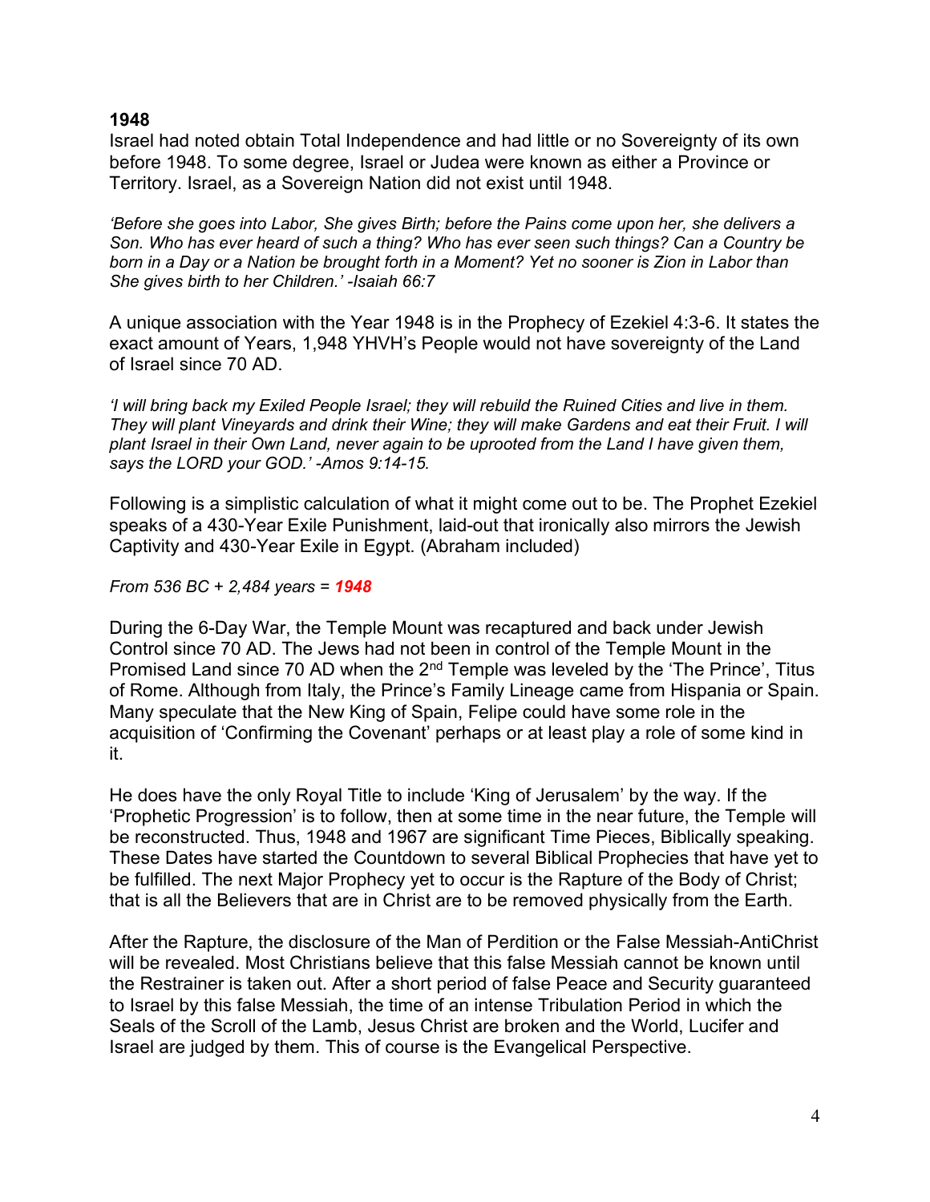**1948**

Israel had noted obtain Total Independence and had little or no Sovereignty of its own before 1948. To some degree, Israel or Judea were known as either a Province or Territory. Israel, as a Sovereign Nation did not exist until 1948.

*'Before she goes into Labor, She gives Birth; before the Pains come upon her, she delivers a Son. Who has ever heard of such a thing? Who has ever seen such things? Can a Country be born in a Day or a Nation be brought forth in a Moment? Yet no sooner is Zion in Labor than She gives birth to her Children.' -Isaiah 66:7*

A unique association with the Year 1948 is in the Prophecy of Ezekiel 4:3-6. It states the exact amount of Years, 1,948 YHVH's People would not have sovereignty of the Land of Israel since 70 AD.

*'I will bring back my Exiled People Israel; they will rebuild the Ruined Cities and live in them. They will plant Vineyards and drink their Wine; they will make Gardens and eat their Fruit. I will plant Israel in their Own Land, never again to be uprooted from the Land I have given them, says the LORD your GOD.' -Amos 9:14-15.*

Following is a simplistic calculation of what it might come out to be. The Prophet Ezekiel speaks of a 430-Year Exile Punishment, laid-out that ironically also mirrors the Jewish Captivity and 430-Year Exile in Egypt. (Abraham included)

*From 536 BC + 2,484 years =* ***1948***

During the 6-Day War, the Temple Mount was recaptured and back under Jewish Control since 70 AD. The Jews had not been in control of the Temple Mount in the Promised Land since 70 AD when the 2nd Temple was leveled by the 'The Prince', Titus of Rome. Although from Italy, the Prince's Family Lineage came from Hispania or Spain. Many speculate that the New King of Spain, Felipe could have some role in the acquisition of 'Confirming the Covenant' perhaps or at least play a role of some kind in it.

He does have the only Royal Title to include 'King of Jerusalem' by the way. If the 'Prophetic Progression' is to follow, then at some time in the near future, the Temple will be reconstructed. Thus, 1948 and 1967 are significant Time Pieces, Biblically speaking. These Dates have started the Countdown to several Biblical Prophecies that have yet to be fulfilled. The next Major Prophecy yet to occur is the Rapture of the Body of Christ; that is all the Believers that are in Christ are to be removed physically from the Earth.

After the Rapture, the disclosure of the Man of Perdition or the False Messiah-AntiChrist will be revealed. Most Christians believe that this false Messiah cannot be known until the Restrainer is taken out. After a short period of false Peace and Security guaranteed to Israel by this false Messiah, the time of an intense Tribulation Period in which the Seals of the Scroll of the Lamb, Jesus Christ are broken and the World, Lucifer and Israel are judged by them. This of course is the Evangelical Perspective.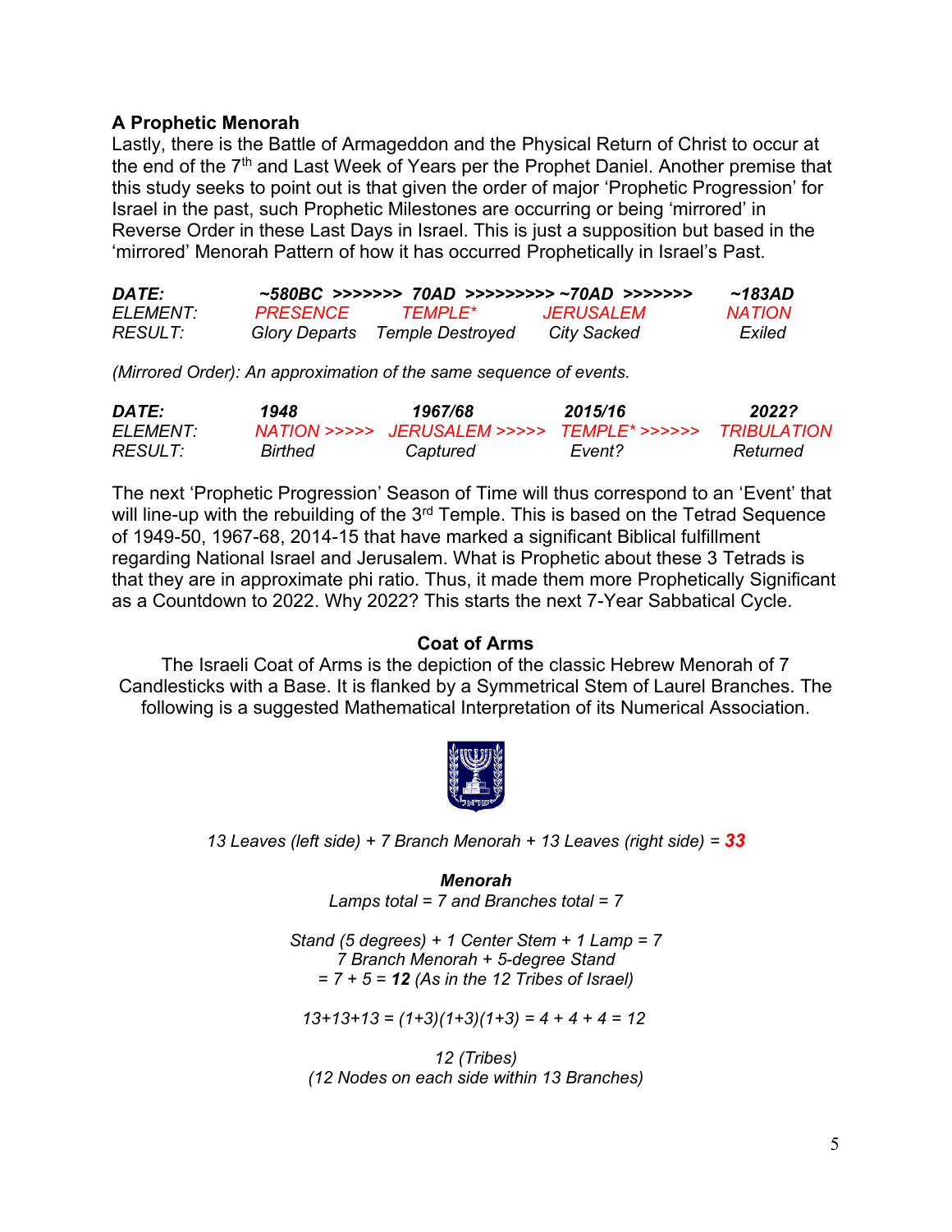### A Prophetic Menorah

Lastly, there is the Battle of Armageddon and the Physical Return of Christ to occur at the end of the 7th and Last Week of Years per the Prophet Daniel. Another premise that this study seeks to point out is that given the order of major 'Prophetic Progression' for Israel in the past, such Prophetic Milestones are occurring or being 'mirrored' in Reverse Order in these Last Days in Israel. This is just a supposition but based in the 'mirrored' Menorah Pattern of how it has occurred Prophetically in Israel's Past.

| ***DATE:*** | ***~580BC >>>>>>>*** | ***70AD >>>>>>>>>*** | ***~70AD >>>>>>>*** | ***~183AD*** |
|---|---|---|---|---|
| *ELEMENT:* | *PRESENCE* | *TEMPLE** | *JERUSALEM* | *NATION* |
| *RESULT:* | *Glory Departs* | *Temple Destroyed* | *City Sacked* | *Exiled* |

*(Mirrored Order): An approximation of the same sequence of events.*

| ***DATE:*** | ***1948*** | ***1967/68*** | ***2015/16*** | ***2022?*** |
|---|---|---|---|---|
| *ELEMENT:* | *NATION >>>>>* | *JERUSALEM >>>>>* | *TEMPLE* >>>>>>* | *TRIBULATION* |
| *RESULT:* | *Birthed* | *Captured* | *Event?* | *Returned* |

The next 'Prophetic Progression' Season of Time will thus correspond to an 'Event' that will line-up with the rebuilding of the 3rd Temple. This is based on the Tetrad Sequence of 1949-50, 1967-68, 2014-15 that have marked a significant Biblical fulfillment regarding National Israel and Jerusalem. What is Prophetic about these 3 Tetrads is that they are in approximate phi ratio. Thus, it made them more Prophetically Significant as a Countdown to 2022. Why 2022? This starts the next 7-Year Sabbatical Cycle.

### Coat of Arms

The Israeli Coat of Arms is the depiction of the classic Hebrew Menorah of 7 Candlesticks with a Base. It is flanked by a Symmetrical Stem of Laurel Branches. The following is a suggested Mathematical Interpretation of its Numerical Association.

*13 Leaves (left side) + 7 Branch Menorah + 13 Leaves (right side) =* ***33***

***Menorah***

*Lamps total = 7 and Branches total = 7*

*Stand (5 degrees) + 1 Center Stem + 1 Lamp = 7*
*7 Branch Menorah + 5-degree Stand*
*= 7 + 5 =* ***12*** *(As in the 12 Tribes of Israel)*

*13+13+13 = (1+3)(1+3)(1+3) = 4 + 4 + 4 = 12*

*12 (Tribes)*
*(12 Nodes on each side within 13 Branches)*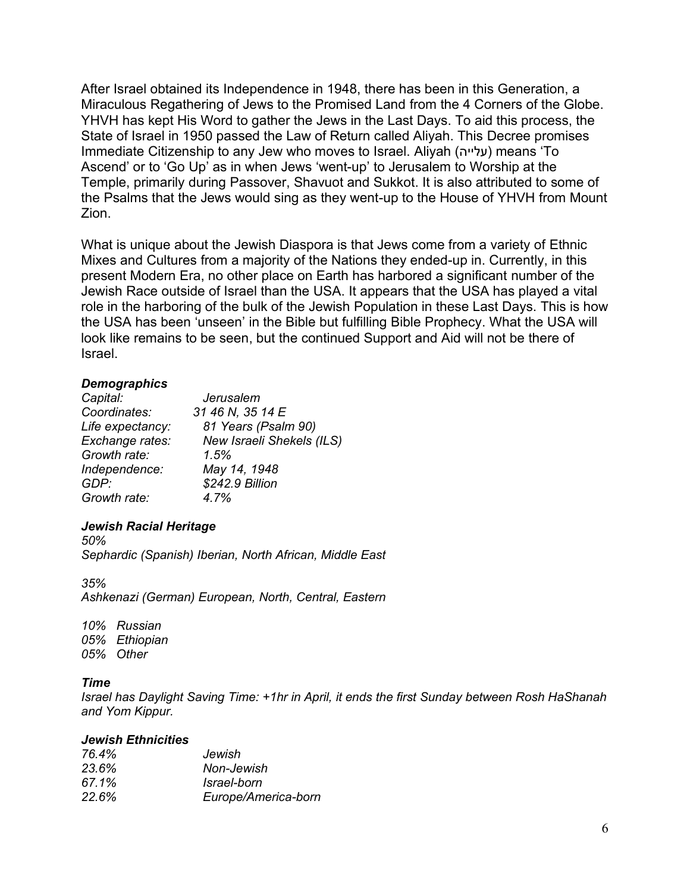After Israel obtained its Independence in 1948, there has been in this Generation, a Miraculous Regathering of Jews to the Promised Land from the 4 Corners of the Globe. YHVH has kept His Word to gather the Jews in the Last Days. To aid this process, the State of Israel in 1950 passed the Law of Return called Aliyah. This Decree promises Immediate Citizenship to any Jew who moves to Israel. Aliyah (עלייה) means 'To Ascend' or to 'Go Up' as in when Jews 'went-up' to Jerusalem to Worship at the Temple, primarily during Passover, Shavuot and Sukkot. It is also attributed to some of the Psalms that the Jews would sing as they went-up to the House of YHVH from Mount Zion.

What is unique about the Jewish Diaspora is that Jews come from a variety of Ethnic Mixes and Cultures from a majority of the Nations they ended-up in. Currently, in this present Modern Era, no other place on Earth has harbored a significant number of the Jewish Race outside of Israel than the USA. It appears that the USA has played a vital role in the harboring of the bulk of the Jewish Population in these Last Days. This is how the USA has been 'unseen' in the Bible but fulfilling Bible Prophecy. What the USA will look like remains to be seen, but the continued Support and Aid will not be there of Israel.

***Demographics***

| | |
|---|---|
| *Capital:* | *Jerusalem* |
| *Coordinates:* | *31 46 N, 35 14 E* |
| *Life expectancy:* | *81 Years (Psalm 90)* |
| *Exchange rates:* | *New Israeli Shekels (ILS)* |
| *Growth rate:* | *1.5%* |
| *Independence:* | *May 14, 1948* |
| *GDP:* | *$242.9 Billion* |
| *Growth rate:* | *4.7%* |

***Jewish Racial Heritage***

*50%*
*Sephardic (Spanish) Iberian, North African, Middle East*

*35%*
*Ashkenazi (German) European, North, Central, Eastern*

*10% Russian*
*05% Ethiopian*
*05% Other*

***Time***

*Israel has Daylight Saving Time: +1hr in April, it ends the first Sunday between Rosh HaShanah and Yom Kippur.*

***Jewish Ethnicities***

| | |
|---|---|
| *76.4%* | *Jewish* |
| *23.6%* | *Non-Jewish* |
| *67.1%* | *Israel-born* |
| *22.6%* | *Europe/America-born* |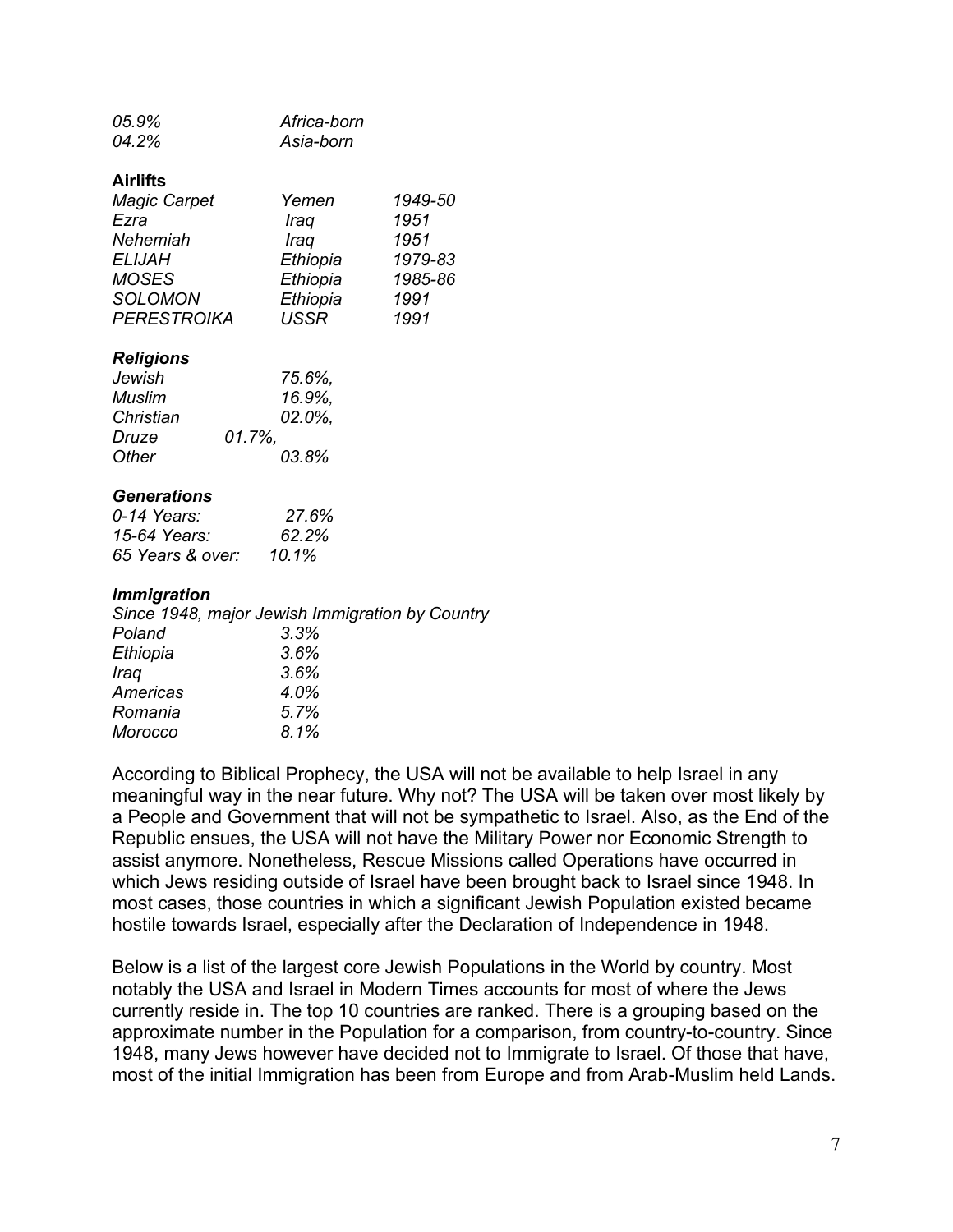| | |
|---|---|
| *05.9%* | *Africa-born* |
| *04.2%* | *Asia-born* |

**Airlifts**

| | | |
|---|---|---|
| *Magic Carpet* | *Yemen* | *1949-50* |
| *Ezra* | *Iraq* | *1951* |
| *Nehemiah* | *Iraq* | *1951* |
| *ELIJAH* | *Ethiopia* | *1979-83* |
| *MOSES* | *Ethiopia* | *1985-86* |
| *SOLOMON* | *Ethiopia* | *1991* |
| *PERESTROIKA* | *USSR* | *1991* |

***Religions***

| | |
|---|---|
| *Jewish* | *75.6%,* |
| *Muslim* | *16.9%,* |
| *Christian* | *02.0%,* |
| *Druze* | *01.7%,* |
| *Other* | *03.8%* |

***Generations***

| | |
|---|---|
| *0-14 Years:* | *27.6%* |
| *15-64 Years:* | *62.2%* |
| *65 Years & over:* | *10.1%* |

***Immigration***

*Since 1948, major Jewish Immigration by Country*

| | |
|---|---|
| *Poland* | *3.3%* |
| *Ethiopia* | *3.6%* |
| *Iraq* | *3.6%* |
| *Americas* | *4.0%* |
| *Romania* | *5.7%* |
| *Morocco* | *8.1%* |

According to Biblical Prophecy, the USA will not be available to help Israel in any meaningful way in the near future. Why not? The USA will be taken over most likely by a People and Government that will not be sympathetic to Israel. Also, as the End of the Republic ensues, the USA will not have the Military Power nor Economic Strength to assist anymore. Nonetheless, Rescue Missions called Operations have occurred in which Jews residing outside of Israel have been brought back to Israel since 1948. In most cases, those countries in which a significant Jewish Population existed became hostile towards Israel, especially after the Declaration of Independence in 1948.

Below is a list of the largest core Jewish Populations in the World by country. Most notably the USA and Israel in Modern Times accounts for most of where the Jews currently reside in. The top 10 countries are ranked. There is a grouping based on the approximate number in the Population for a comparison, from country-to-country. Since 1948, many Jews however have decided not to Immigrate to Israel. Of those that have, most of the initial Immigration has been from Europe and from Arab-Muslim held Lands.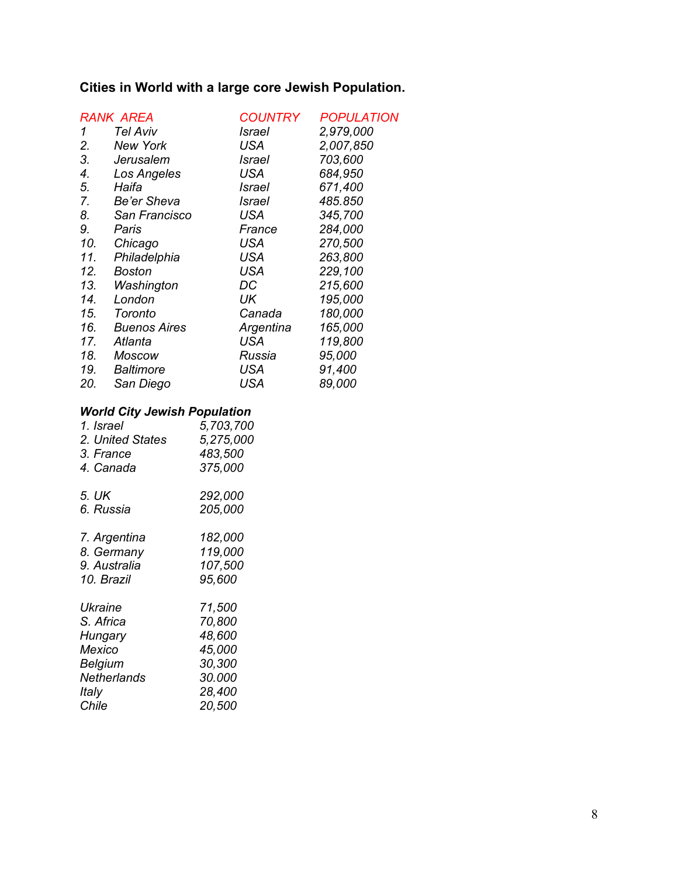**Cities in World with a large core Jewish Population.**

| *RANK* | *AREA* | *COUNTRY* | *POPULATION* |
|---|---|---|---|
| *1* | *Tel Aviv* | *Israel* | *2,979,000* |
| *2.* | *New York* | *USA* | *2,007,850* |
| *3.* | *Jerusalem* | *Israel* | *703,600* |
| *4.* | *Los Angeles* | *USA* | *684,950* |
| *5.* | *Haifa* | *Israel* | *671,400* |
| *7.* | *Be'er Sheva* | *Israel* | *485.850* |
| *8.* | *San Francisco* | *USA* | *345,700* |
| *9.* | *Paris* | *France* | *284,000* |
| *10.* | *Chicago* | *USA* | *270,500* |
| *11.* | *Philadelphia* | *USA* | *263,800* |
| *12.* | *Boston* | *USA* | *229,100* |
| *13.* | *Washington* | *DC* | *215,600* |
| *14.* | *London* | *UK* | *195,000* |
| *15.* | *Toronto* | *Canada* | *180,000* |
| *16.* | *Buenos Aires* | *Argentina* | *165,000* |
| *17.* | *Atlanta* | *USA* | *119,800* |
| *18.* | *Moscow* | *Russia* | *95,000* |
| *19.* | *Baltimore* | *USA* | *91,400* |
| *20.* | *San Diego* | *USA* | *89,000* |

***World City Jewish Population***

| | |
|---|---|
| *1. Israel* | *5,703,700* |
| *2. United States* | *5,275,000* |
| *3. France* | *483,500* |
| *4. Canada* | *375,000* |
| *5. UK* | *292,000* |
| *6. Russia* | *205,000* |
| *7. Argentina* | *182,000* |
| *8. Germany* | *119,000* |
| *9. Australia* | *107,500* |
| *10. Brazil* | *95,600* |
| *Ukraine* | *71,500* |
| *S. Africa* | *70,800* |
| *Hungary* | *48,600* |
| *Mexico* | *45,000* |
| *Belgium* | *30,300* |
| *Netherlands* | *30.000* |
| *Italy* | *28,400* |
| *Chile* | *20,500* |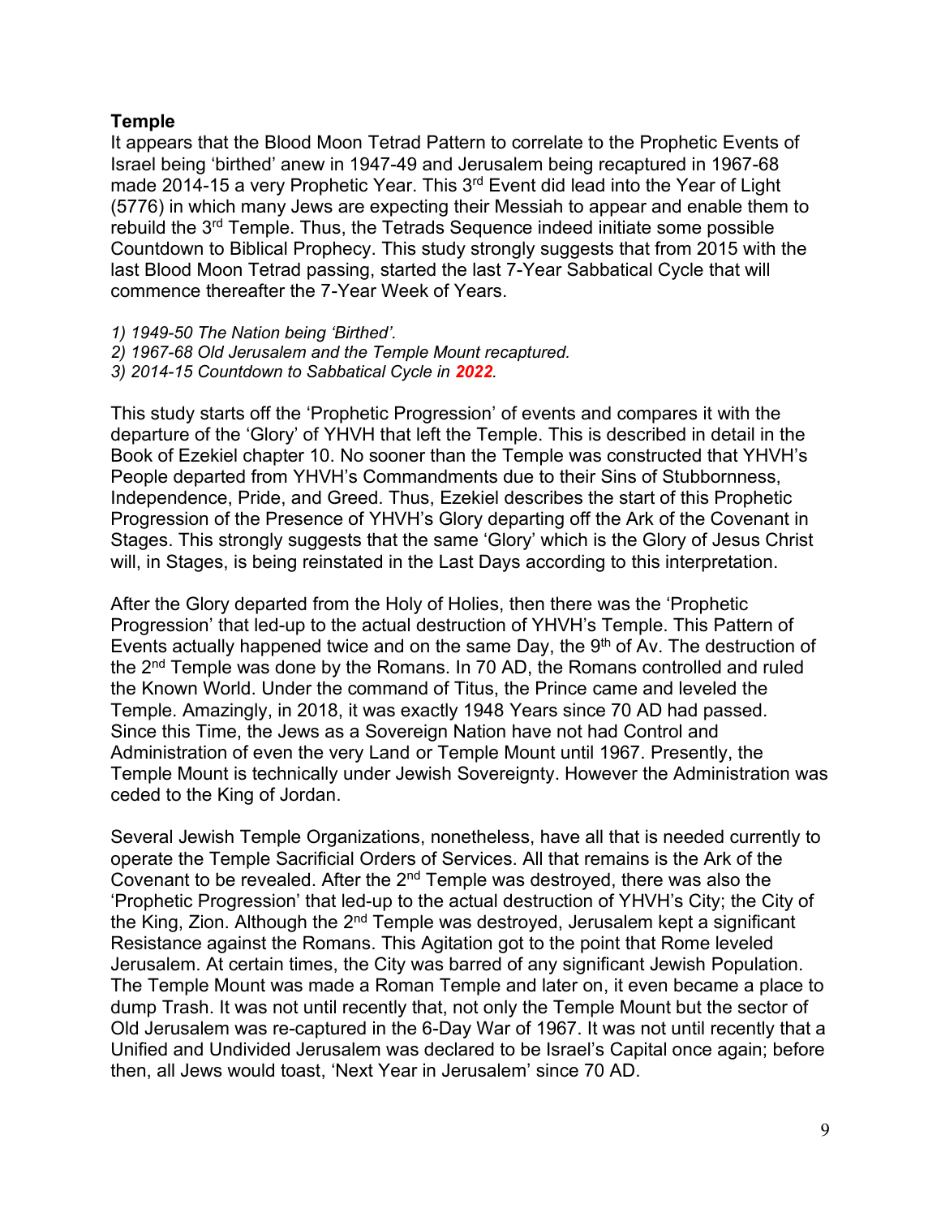**Temple**

It appears that the Blood Moon Tetrad Pattern to correlate to the Prophetic Events of Israel being 'birthed' anew in 1947-49 and Jerusalem being recaptured in 1967-68 made 2014-15 a very Prophetic Year. This 3rd Event did lead into the Year of Light (5776) in which many Jews are expecting their Messiah to appear and enable them to rebuild the 3rd Temple. Thus, the Tetrads Sequence indeed initiate some possible Countdown to Biblical Prophecy. This study strongly suggests that from 2015 with the last Blood Moon Tetrad passing, started the last 7-Year Sabbatical Cycle that will commence thereafter the 7-Year Week of Years.

*1) 1949-50 The Nation being 'Birthed'.*
*2) 1967-68 Old Jerusalem and the Temple Mount recaptured.*
*3) 2014-15 Countdown to Sabbatical Cycle in **2022**.*

This study starts off the 'Prophetic Progression' of events and compares it with the departure of the 'Glory' of YHVH that left the Temple. This is described in detail in the Book of Ezekiel chapter 10. No sooner than the Temple was constructed that YHVH's People departed from YHVH's Commandments due to their Sins of Stubbornness, Independence, Pride, and Greed. Thus, Ezekiel describes the start of this Prophetic Progression of the Presence of YHVH's Glory departing off the Ark of the Covenant in Stages. This strongly suggests that the same 'Glory' which is the Glory of Jesus Christ will, in Stages, is being reinstated in the Last Days according to this interpretation.

After the Glory departed from the Holy of Holies, then there was the 'Prophetic Progression' that led-up to the actual destruction of YHVH's Temple. This Pattern of Events actually happened twice and on the same Day, the 9th of Av. The destruction of the 2nd Temple was done by the Romans. In 70 AD, the Romans controlled and ruled the Known World. Under the command of Titus, the Prince came and leveled the Temple. Amazingly, in 2018, it was exactly 1948 Years since 70 AD had passed. Since this Time, the Jews as a Sovereign Nation have not had Control and Administration of even the very Land or Temple Mount until 1967. Presently, the Temple Mount is technically under Jewish Sovereignty. However the Administration was ceded to the King of Jordan.

Several Jewish Temple Organizations, nonetheless, have all that is needed currently to operate the Temple Sacrificial Orders of Services. All that remains is the Ark of the Covenant to be revealed. After the 2nd Temple was destroyed, there was also the 'Prophetic Progression' that led-up to the actual destruction of YHVH's City; the City of the King, Zion. Although the 2nd Temple was destroyed, Jerusalem kept a significant Resistance against the Romans. This Agitation got to the point that Rome leveled Jerusalem. At certain times, the City was barred of any significant Jewish Population. The Temple Mount was made a Roman Temple and later on, it even became a place to dump Trash. It was not until recently that, not only the Temple Mount but the sector of Old Jerusalem was re-captured in the 6-Day War of 1967. It was not until recently that a Unified and Undivided Jerusalem was declared to be Israel's Capital once again; before then, all Jews would toast, 'Next Year in Jerusalem' since 70 AD.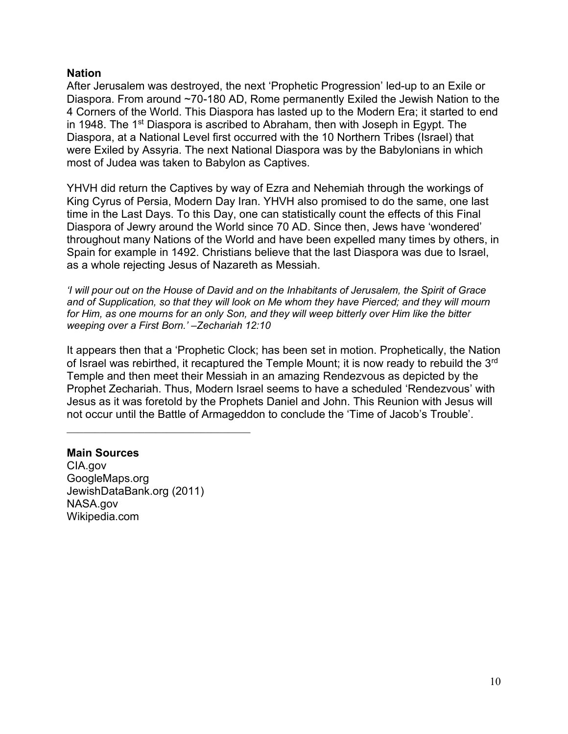**Nation**

After Jerusalem was destroyed, the next 'Prophetic Progression' led-up to an Exile or Diaspora. From around ~70-180 AD, Rome permanently Exiled the Jewish Nation to the 4 Corners of the World. This Diaspora has lasted up to the Modern Era; it started to end in 1948. The 1st Diaspora is ascribed to Abraham, then with Joseph in Egypt. The Diaspora, at a National Level first occurred with the 10 Northern Tribes (Israel) that were Exiled by Assyria. The next National Diaspora was by the Babylonians in which most of Judea was taken to Babylon as Captives.

YHVH did return the Captives by way of Ezra and Nehemiah through the workings of King Cyrus of Persia, Modern Day Iran. YHVH also promised to do the same, one last time in the Last Days. To this Day, one can statistically count the effects of this Final Diaspora of Jewry around the World since 70 AD. Since then, Jews have 'wondered' throughout many Nations of the World and have been expelled many times by others, in Spain for example in 1492. Christians believe that the last Diaspora was due to Israel, as a whole rejecting Jesus of Nazareth as Messiah.

*'I will pour out on the House of David and on the Inhabitants of Jerusalem, the Spirit of Grace and of Supplication, so that they will look on Me whom they have Pierced; and they will mourn for Him, as one mourns for an only Son, and they will weep bitterly over Him like the bitter weeping over a First Born.' –Zechariah 12:10*

It appears then that a 'Prophetic Clock; has been set in motion. Prophetically, the Nation of Israel was rebirthed, it recaptured the Temple Mount; it is now ready to rebuild the 3rd Temple and then meet their Messiah in an amazing Rendezvous as depicted by the Prophet Zechariah. Thus, Modern Israel seems to have a scheduled 'Rendezvous' with Jesus as it was foretold by the Prophets Daniel and John. This Reunion with Jesus will not occur until the Battle of Armageddon to conclude the 'Time of Jacob's Trouble'.

---

**Main Sources**

CIA.gov  
GoogleMaps.org  
JewishDataBank.org (2011)  
NASA.gov  
Wikipedia.com